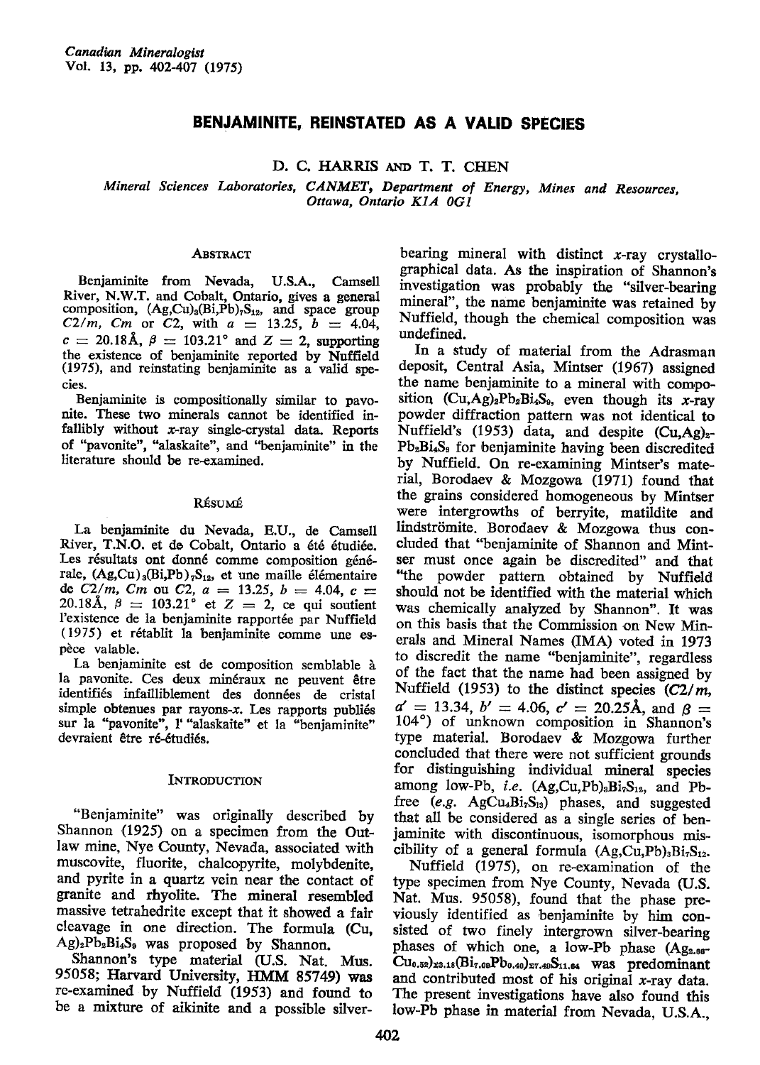# BENJAMINITE, REINSTATED AS A VALID SPECIES

D. C. HARRIS AND T. T. CHEN

*Mineral Sciences Laboratories, CANMET, Department of Energy, Mines and Resources, Ottawa, Ontario K1A 0G1*

## Abstract

Benjaminite from Nevada, U.S.A., Camsell River, N.W.T. and Cobalt, Ontario, gives a general composition, $(Ag,Cu)_3(Bi,Pb)_7S_{12}$, and space group $C2/m$, $Cm$ or $C2$, with $a$ = 13.25, $b$ = 4.04, $c$ = 20.18Å, $\beta$ = 103.21° and $Z$ = 2, supporting the existence of benjaminite reported by Nuffield (1975), and reinstating benjaminite as a valid species.

Benjaminite is compositionally similar to pavonite. These two minerals cannot be identified infallibly without *x*-ray single-crystal data. Reports of "pavonite", "alaskaite", and "benjaminite" in the literature should be re-examined.

## Résumé

La benjaminite du Nevada, E.U., de Camsell River, T.N.O. et de Cobalt, Ontario a été étudiée. Les résultats ont donné comme composition générale, $(Ag,Cu)_3(Bi,Pb)_7S_{12}$, et une maille élémentaire de $C2/m$, $Cm$ ou $C2$, $a$ = 13.25, $b$ = 4.04, $c$ = 20.18Å, $\beta$ = 103.21° et $Z$ = 2, ce qui soutient l'existence de la benjaminite rapportée par Nuffield (1975) et rétablit la benjaminite comme une espèce valable.

La benjaminite est de composition semblable à la pavonite. Ces deux minéraux ne peuvent être identifiés infailliblement sans des données de cristal simple obtenues par rayons-*x*. Les rapports publiés sur la "pavonite", l' "alaskaite" et la "benjaminite" devraient être ré-étudiés.

## Introduction

"Benjaminite" was originally described by Shannon (1925) on a specimen from the Outlaw mine, Nye County, Nevada, associated with muscovite, fluorite, chalcopyrite, molybdenite, and pyrite in a quartz vein near the contact of granite and rhyolite. The mineral resembled massive tetrahedrite except that it showed a fair cleavage in one direction. The formula $(Cu,Ag)_2Pb_2Bi_4S_9$ was proposed by Shannon.

Shannon's type material (U.S. Nat. Mus. 95058; Harvard University, HMM 85749) was re-examined by Nuffield (1953) and found to be a mixture of aikinite and a possible silver-bearing mineral with distinct *x*-ray crystallographical data. As the inspiration of Shannon's investigation was probably the "silver-bearing mineral", the name benjaminite was retained by Nuffield, though the chemical composition was undefined.

In a study of material from the Adrasman deposit, Central Asia, Mintser (1967) assigned the name benjaminite to a mineral with composition $(Cu,Ag)_2Pb_2Bi_4S_9$, even though its *x*-ray powder diffraction pattern was not identical to Nuffield's (1953) data, and despite $(Cu,Ag)_2Pb_2Bi_4S_9$ for benjaminite having been discredited by Nuffield. On re-examining Mintser's material, Borodaev & Mozgowa (1971) found that the grains considered homogeneous by Mintser were intergrowths of berryite, matildite and lindströmite. Borodaev & Mozgowa thus concluded that "benjaminite of Shannon and Mintser must once again be discredited" and that "the powder pattern obtained by Nuffield should not be identified with the material which was chemically analyzed by Shannon". It was on this basis that the Commission on New Minerals and Mineral Names (IMA) voted in 1973 to discredit the name "benjaminite", regardless of the fact that the name had been assigned by Nuffield (1953) to the distinct species ($C2/m$, $a'$ = 13.34, $b'$ = 4.06, $c'$ = 20.25Å, and $\beta$ = 104°) of unknown composition in Shannon's type material. Borodaev & Mozgowa further concluded that there were not sufficient grounds for distinguishing individual mineral species among low-Pb, *i.e.* $(Ag,Cu,Pb)_3Bi_7S_{12}$, and Pb-free (*e.g.* $AgCu_4Bi_7S_{13}$) phases, and suggested that all be considered as a single series of benjaminite with discontinuous, isomorphous miscibility of a general formula $(Ag,Cu,Pb)_3Bi_7S_{12}$.

Nuffield (1975), on re-examination of the type specimen from Nye County, Nevada (U.S. Nat. Mus. 95058), found that the phase previously identified as benjaminite by him consisted of two finely intergrown silver-bearing phases of which one, a low-Pb phase $(Ag_{2.66}Cu_{0.52})_{\Sigma3.18}(Bi_{7.09}Pb_{0.40})_{\Sigma7.49}S_{11.64}$ was predominant and contributed most of his original *x*-ray data. The present investigations have also found this low-Pb phase in material from Nevada, U.S.A.,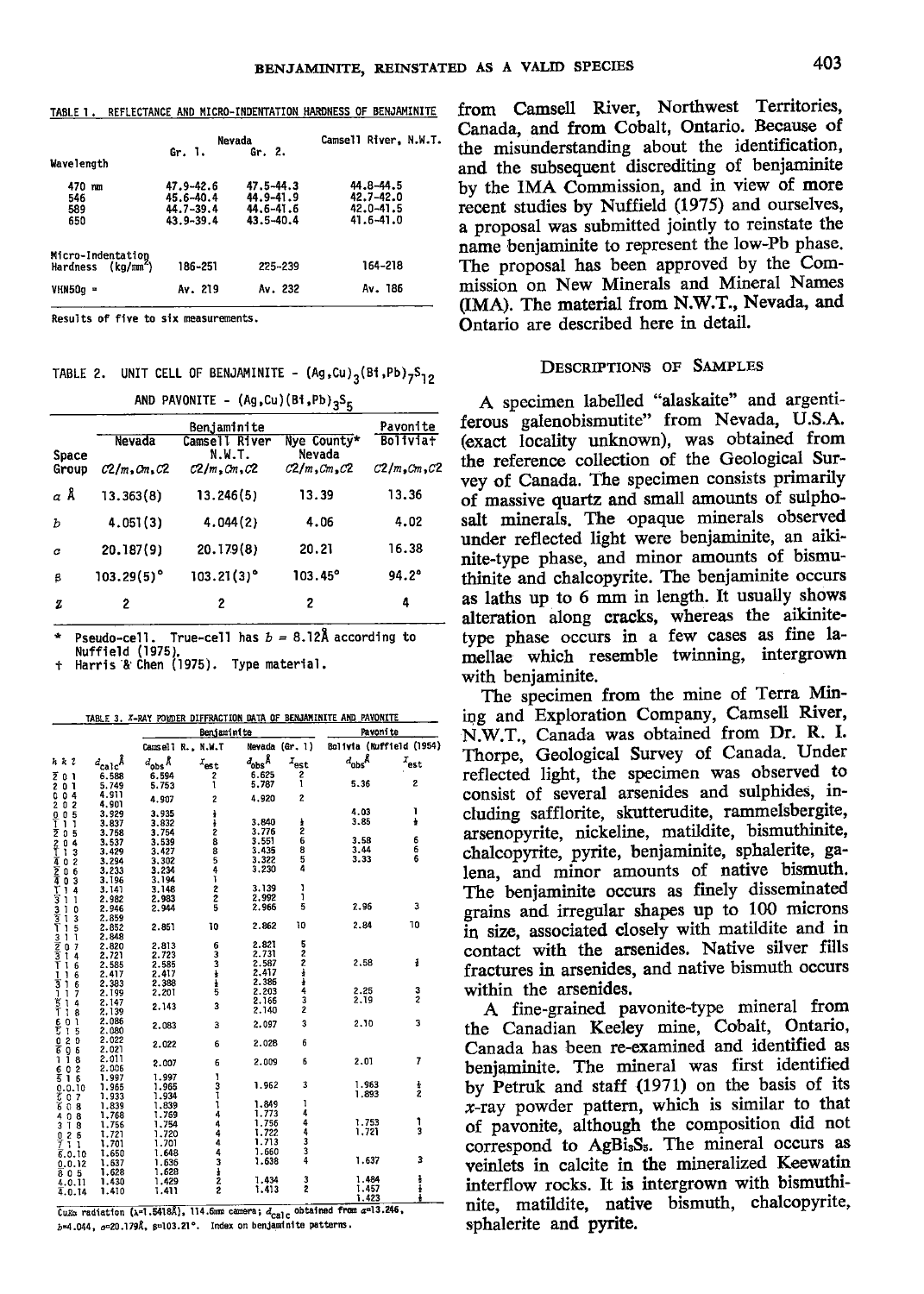TABLE 1. REFLECTANCE AND MICRO-INDENTATION HARDNESS OF BENJAMINITE

| | Nevada | | Camsell River, N.W.T. |
|---|---|---|---|
| | Gr. 1. | Gr. 2. | |
| **Wavelength** | | | |
| 470 nm | 47.9-42.6 | 47.5-44.3 | 44.8-44.5 |
| 546 | 45.6-40.4 | 44.9-41.9 | 42.7-42.0 |
| 589 | 44.7-39.4 | 44.6-41.6 | 42.0-41.5 |
| 650 | 43.9-39.4 | 43.5-40.4 | 41.6-41.0 |
| Micro-Indentation Hardness (kg/mm²) | 186-251 | 225-239 | 164-218 |
| VHN50g = | Av. 219 | Av. 232 | Av. 186 |

Results of five to six measurements.

TABLE 2. UNIT CELL OF BENJAMINITE - $(Ag,Cu)_3(Bi,Pb)_7S_{12}$ AND PAVONITE - $(Ag,Cu)(Bi,Pb)_3S_5$

| | Benjaminite | | | Pavonite |
|---|---|---|---|---|
| | Nevada | Camsell River N.W.T. | Nye County* Nevada | Bolivia† |
| Space Group | $C2/m, Cm, C2$ | $C2/m, Cm, C2$ | $C2/m, Cm, C2$ | $C2/m, Cm, C2$ |
| $a$ Å | 13.363(8) | 13.246(5) | 13.39 | 13.36 |
| $b$ | 4.051(3) | 4.044(2) | 4.06 | 4.02 |
| $c$ | 20.187(9) | 20.179(8) | 20.21 | 16.38 |
| $\beta$ | 103.29(5)° | 103.21(3)° | 103.45° | 94.2° |
| $Z$ | 2 | 2 | 2 | 4 |

\* Pseudo-cell. True-cell has $b$ = 8.12Å according to Nuffield (1975).
† Harris & Chen (1975). Type material.

TABLE 3. X-RAY POWDER DIFFRACTION DATA OF BENJAMINITE AND PAVONITE

| | | Benjaminite | | | | Pavonite | |
|---|---|---|---|---|---|---|---|
| | | Camsell R., N.W.T | | Nevada (Gr. 1) | | Bolivia (Nuffield (1954) | |
| $hkl$ | $d_{calc}$Å | $d_{obs}$Å | $I_{est}$ | $d_{obs}$Å | $I_{est}$ | $d_{obs}$Å | $I_{est}$ |
| $\bar{2}$ 0 1 | 6.588 | 6.594 | 2 | 6.625 | 2 | | |
| 2 0 1 | 5.749 | 5.753 | 1 | 5.787 | 1 | 5.36 | 2 |
| 0 0 4 | 4.911 | 4.907 | 2 | 4.920 | 2 | | |
| 2 0 2 | 4.901 | | | | | | |
| 0 0 5 | 3.929 | 3.935 | ½ | | | 4.03 | 1 |
| $\bar{1}$ 1 1 | 3.837 | 3.832 | ½ | 3.840 | ½ | 3.85 | ½ |
| $\bar{2}$ 0 5 | 3.768 | 3.754 | 2 | 3.776 | 2 | | |
| 2 0 4 | 3.537 | 3.539 | 8 | 3.551 | 6 | 3.58 | 6 |
| $\bar{1}$ 1 3 | 3.429 | 3.427 | 8 | 3.435 | 8 | 3.44 | 6 |
| $\bar{4}$ 0 2 | 3.294 | 3.302 | 5 | 3.322 | 5 | 3.33 | 6 |
| $\bar{2}$ 0 6 | 3.233 | 3.234 | 4 | 3.230 | 4 | | |
| $\bar{4}$ 0 3 | 3.196 | 3.194 | 1 | | | | |
| $\bar{1}$ 1 4 | 3.141 | 3.148 | 2 | 3.139 | 1 | | |
| $\bar{3}$ 1 1 | 2.982 | 2.983 | 2 | 2.992 | 1 | | |
| 3 1 0 | 2.946 | 2.944 | 5 | 2.966 | 5 | 2.96 | 3 |
| $\bar{3}$ 1 3 | 2.859 | | | | | | |
| $\bar{1}$ 1 5 | 2.852 | 2.851 | 10 | 2.862 | 10 | 2.84 | 10 |
| 3 1 1 | 2.848 | | | | | | |
| $\bar{2}$ 0 7 | 2.820 | 2.813 | 6 | 2.821 | 5 | | |
| $\bar{3}$ 1 4 | 2.721 | 2.723 | 3 | 2.731 | 2 | | |
| $\bar{1}$ 1 6 | 2.585 | 2.585 | 3 | 2.587 | 2 | 2.58 | ½ |
| 1 1 6 | 2.417 | 2.417 | ½ | 2.417 | ½ | | |
| $\bar{3}$ 1 6 | 2.383 | 2.388 | ½ | 2.386 | ½ | | |
| 1 1 7 | 2.199 | 2.201 | 5 | 2.203 | 4 | 2.25 | 3 |
| $\bar{5}$ 1 4 | 2.147 | 2.143 | 3 | 2.166 | 3 | 2.19 | 2 |
| $\bar{1}$ 1 8 | 2.139 | | | 2.140 | 2 | | |
| $\bar{6}$ 0 1 | 2.086 | 2.083 | 3 | 2.097 | 3 | 2.10 | 3 |
| $\bar{5}$ 1 5 | 2.080 | | | | | | |
| 0 2 0 | 2.022 | 2.022 | 6 | 2.028 | 6 | | |
| $\bar{6}$ 0 6 | 2.021 | | | | | | |
| 1 1 8 | 2.011 | 2.007 | 6 | 2.009 | 6 | 2.01 | 7 |
| 6 0 2 | 2.006 | | | | | | |
| $\bar{5}$ 1 6 | 1.997 | 1.997 | 1 | | | | |
| 0.0.10 | 1.965 | 1.965 | 3 | 1.962 | 3 | 1.963 | ½ |
| $\bar{6}$ 0 7 | 1.933 | 1.934 | 1 | | | 1.893 | 2 |
| $\bar{6}$ 0 8 | 1.839 | 1.839 | 1 | 1.849 | 1 | | |
| 4 0 8 | 1.768 | 1.769 | 4 | 1.773 | 4 | | |
| 3 1 8 | 1.756 | 1.754 | 4 | 1.756 | 4 | 1.753 | 1 |
| 0 2 6 | 1.721 | 1.720 | 4 | 1.722 | 4 | 1.721 | 3 |
| $\bar{7}$ 1 1 | 1.701 | 1.701 | 4 | 1.713 | 3 | | |
| $\bar{6}$.0.10 | 1.650 | 1.648 | 4 | 1.660 | 3 | | |
| 0.0.12 | 1.637 | 1.636 | 3 | 1.638 | 4 | 1.637 | 3 |
| 8 0 5 | 1.628 | 1.628 | ½ | | | | |
| 4.0.11 | 1.430 | 1.429 | 2 | 1.434 | 3 | 1.484 | ½ |
| $\bar{4}$.0.14 | 1.410 | 1.411 | 2 | 1.413 | 2 | 1.457 | ½ |
| | | | | | | 1.423 | ½ |

CuKα radiation (λ=1.5418Å), 114.6mm camera; $d_{calc}$ obtained from $a$=13.246, $b$=4.044, $c$=20.179Å, β=103.21°. Index on benjaminite patterns.

from Camsell River, Northwest Territories, Canada, and from Cobalt, Ontario. Because of the misunderstanding about the identification, and the subsequent discrediting of benjaminite by the IMA Commission, and in view of more recent studies by Nuffield (1975) and ourselves, a proposal was submitted jointly to reinstate the name benjaminite to represent the low-Pb phase. The proposal has been approved by the Commission on New Minerals and Mineral Names (IMA). The material from N.W.T., Nevada, and Ontario are described here in detail.

## Descriptions of Samples

A specimen labelled "alaskaite" and argentiferous galenobismutite" from Nevada, U.S.A. (exact locality unknown), was obtained from the reference collection of the Geological Survey of Canada. The specimen consists primarily of massive quartz and small amounts of sulphosalt minerals. The opaque minerals observed under reflected light were benjaminite, an aikinite-type phase, and minor amounts of bismuthinite and chalcopyrite. The benjaminite occurs as laths up to 6 mm in length. It usually shows alteration along cracks, whereas the aikinite-type phase occurs in a few cases as fine lamellae which resemble twinning, intergrown with benjaminite.

The specimen from the mine of Terra Mining and Exploration Company, Camsell River, N.W.T., Canada was obtained from Dr. R. I. Thorpe, Geological Survey of Canada. Under reflected light, the specimen was observed to consist of several arsenides and sulphides, including safflorite, skutterudite, rammelsbergite, arsenopyrite, nickeline, matildite, bismuthinite, chalcopyrite, pyrite, benjaminite, sphalerite, galena, and minor amounts of native bismuth. The benjaminite occurs as finely disseminated grains and irregular shapes up to 100 microns in size, associated closely with matildite and in contact with the arsenides. Native silver fills fractures in arsenides, and native bismuth occurs within the arsenides.

A fine-grained pavonite-type mineral from the Canadian Keeley mine, Cobalt, Ontario, Canada has been re-examined and identified as benjaminite. The mineral was first identified by Petruk and staff (1971) on the basis of its $x$-ray powder pattern, which is similar to that of pavonite, although the composition did not correspond to $AgBi_3S_5$. The mineral occurs as veinlets in calcite in the mineralized Keewatin interflow rocks. It is intergrown with bismuthinite, matildite, native bismuth, chalcopyrite, sphalerite and pyrite.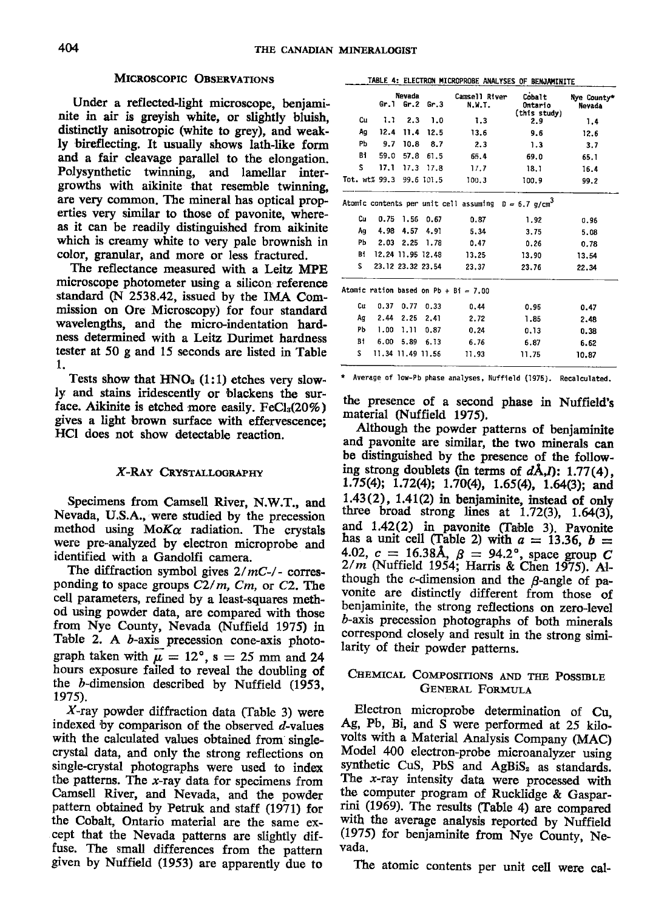## Microscopic Observations

Under a reflected-light microscope, benjaminite in air is greyish white, or slightly bluish, distinctly anisotropic (white to grey), and weakly bireflecting. It usually shows lath-like form and a fair cleavage parallel to the elongation. Polysynthetic twinning, and lamellar intergrowths with aikinite that resemble twinning, are very common. The mineral has optical properties very similar to those of pavonite, whereas it can be readily distinguished from aikinite which is creamy white to very pale brownish in color, granular, and more or less fractured.

The reflectance measured with a Leitz MPE microscope photometer using a silicon reference standard (N 2538.42, issued by the IMA Commission on Ore Microscopy) for four standard wavelengths, and the micro-indentation hardness determined with a Leitz Durimet hardness tester at 50 g and 15 seconds are listed in Table 1.

Tests show that $HNO_3$ (1:1) etches very slowly and stains iridescently or blackens the surface. Aikinite is etched more easily. $FeCl_3$(20%) gives a light brown surface with effervescence; HCl does not show detectable reaction.

## X-Ray Crystallography

Specimens from Camsell River, N.W.T., and Nevada, U.S.A., were studied by the precession method using Mo$K\alpha$ radiation. The crystals were pre-analyzed by electron microprobe and identified with a Gandolfi camera.

The diffraction symbol gives $2/mC$-/- corresponding to space groups $C2/m$, $Cm$, or $C2$. The cell parameters, refined by a least-squares method using powder data, are compared with those from Nye County, Nevada (Nuffield 1975) in Table 2. A $b$-axis precession cone-axis photograph taken with $\bar{\mu} = 12°$, s = 25 mm and 24 hours exposure failed to reveal the doubling of the $b$-dimension described by Nuffield (1953, 1975).

$X$-ray powder diffraction data (Table 3) were indexed by comparison of the observed $d$-values with the calculated values obtained from single-crystal data, and only the strong reflections on single-crystal photographs were used to index the patterns. The $x$-ray data for specimens from Camsell River, and Nevada, and the powder pattern obtained by Petruk and staff (1971) for the Cobalt, Ontario material are the same except that the Nevada patterns are slightly diffuse. The small differences from the pattern given by Nuffield (1953) are apparently due to

TABLE 4: ELECTRON MICROPROBE ANALYSES OF BENJAMINITE

| | Nevada Gr.1 | Nevada Gr.2 | Nevada Gr.3 | Camsell River N.W.T. | Cobalt Ontario (this study) | Nye County* Nevada |
|---|---|---|---|---|---|---|
| Cu | 1.1 | 2.3 | 1.0 | 1.3 | 2.9 | 1.4 |
| Ag | 12.4 | 11.4 | 12.5 | 13.6 | 9.6 | 12.6 |
| Pb | 9.7 | 10.8 | 8.7 | 2.3 | 1.3 | 3.7 |
| Bi | 59.0 | 57.8 | 61.5 | 65.4 | 69.0 | 65.1 |
| S | 17.1 | 17.3 | 17.8 | 17.7 | 18.1 | 16.4 |
| Tot. wt% | 99.3 | 99.6 | 101.5 | 100.3 | 100.9 | 99.2 |
| **Atomic contents per unit cell assuming D = 6.7 g/cm$^3$** | | | | | | |
| Cu | 0.75 | 1.56 | 0.67 | 0.87 | 1.92 | 0.96 |
| Ag | 4.98 | 4.57 | 4.91 | 5.34 | 3.75 | 5.08 |
| Pb | 2.03 | 2.25 | 1.78 | 0.47 | 0.26 | 0.78 |
| Bi | 12.24 | 11.95 | 12.48 | 13.25 | 13.90 | 13.54 |
| S | 23.12 | 23.32 | 23.54 | 23.37 | 23.76 | 22.34 |
| **Atomic ratios based on Pb + Bi = 7.00** | | | | | | |
| Cu | 0.37 | 0.77 | 0.33 | 0.44 | 0.95 | 0.47 |
| Ag | 2.44 | 2.25 | 2.41 | 2.72 | 1.85 | 2.48 |
| Pb | 1.00 | 1.11 | 0.87 | 0.24 | 0.13 | 0.38 |
| Bi | 6.00 | 5.89 | 6.13 | 6.76 | 6.87 | 6.62 |
| S | 11.34 | 11.49 | 11.56 | 11.93 | 11.75 | 10.87 |

\* Average of low-Pb phase analyses, Nuffield (1975). Recalculated.

the presence of a second phase in Nuffield's material (Nuffield 1975).

Although the powder patterns of benjaminite and pavonite are similar, the two minerals can be distinguished by the presence of the following strong doublets (in terms of $d$Å,$I$): 1.77(4), 1.75(4); 1.72(4); 1.70(4), 1.65(4), 1.64(3); and 1.43(2), 1.41(2) in benjaminite, instead of only three broad strong lines at 1.72(3), 1.64(3), and 1.42(2) in pavonite (Table 3). Pavonite has a unit cell (Table 2) with $a$ = 13.36, $b$ = 4.02, $c$ = 16.38Å, $\beta$ = 94.2°, space group $C2/m$ (Nuffield 1954; Harris & Chen 1975). Although the $c$-dimension and the $\beta$-angle of pavonite are distinctly different from those of benjaminite, the strong reflections on zero-level $b$-axis precession photographs of both minerals correspond closely and result in the strong similarity of their powder patterns.

## Chemical Compositions and the Possible General Formula

Electron microprobe determination of Cu, Ag, Pb, Bi, and S were performed at 25 kilovolts with a Material Analysis Company (MAC) Model 400 electron-probe microanalyzer using synthetic CuS, PbS and $AgBiS_2$ as standards. The $x$-ray intensity data were processed with the computer program of Rucklidge & Gasparrini (1969). The results (Table 4) are compared with the average analysis reported by Nuffield (1975) for benjaminite from Nye County, Nevada.

The atomic contents per unit cell were cal-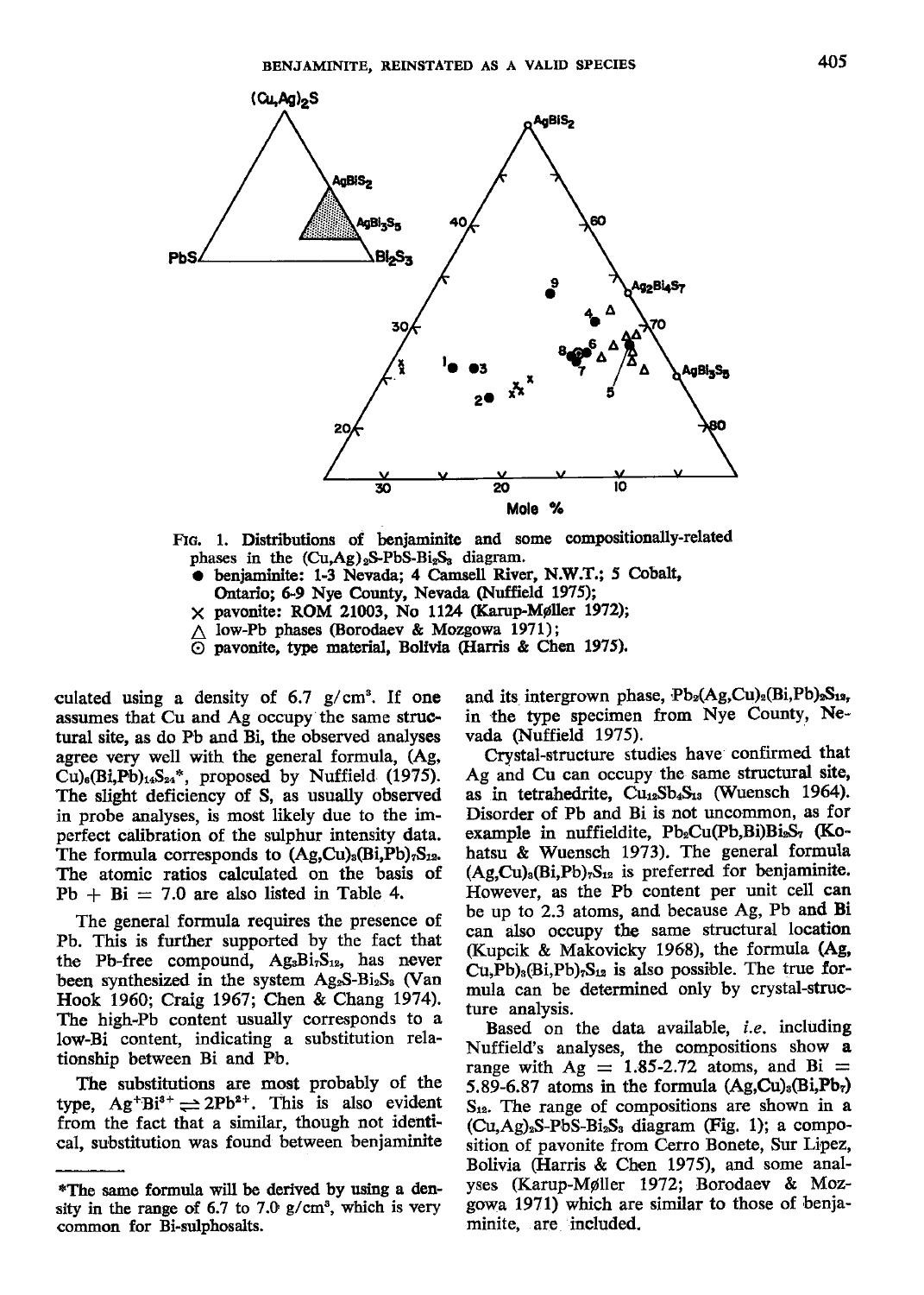FIG. 1. Distributions of benjaminite and some compositionally-related phases in the $(Cu,Ag)_2S$-PbS-$Bi_2S_3$ diagram.
● benjaminite: 1-3 Nevada; 4 Camsell River, N.W.T.; 5 Cobalt, Ontario; 6-9 Nye County, Nevada (Nuffield 1975);
× pavonite: ROM 21003, No 1124 (Karup-Møller 1972);
△ low-Pb phases (Borodaev & Mozgowa 1971);
⊙ pavonite, type material, Bolivia (Harris & Chen 1975).

culated using a density of 6.7 g/cm³. If one assumes that Cu and Ag occupy the same structural site, as do Pb and Bi, the observed analyses agree very well with the general formula, $(Ag,Cu)_6(Bi,Pb)_{14}S_{24}$*, proposed by Nuffield (1975). The slight deficiency of S, as usually observed in probe analyses, is most likely due to the imperfect calibration of the sulphur intensity data. The formula corresponds to $(Ag,Cu)_3(Bi,Pb)_7S_{12}$. The atomic ratios calculated on the basis of Pb + Bi = 7.0 are also listed in Table 4.

The general formula requires the presence of Pb. This is further supported by the fact that the Pb-free compound, $Ag_3Bi_7S_{12}$, has never been synthesized in the system $Ag_2S$-$Bi_2S_3$ (Van Hook 1960; Craig 1967; Chen & Chang 1974). The high-Pb content usually corresponds to a low-Bi content, indicating a substitution relationship between Bi and Pb.

The substitutions are most probably of the type, $Ag^{+}Bi^{3+} \rightleftharpoons 2Pb^{2+}$. This is also evident from the fact that a similar, though not identical, substitution was found between benjaminite and its intergrown phase, $Pb_2(Ag,Cu)_2(Bi,Pb)_8S_{12}$, in the type specimen from Nye County, Nevada (Nuffield 1975).

Crystal-structure studies have confirmed that Ag and Cu can occupy the same structural site, as in tetrahedrite, $Cu_{12}Sb_4S_{13}$ (Wuensch 1964). Disorder of Pb and Bi is not uncommon, as for example in nuffieldite, $Pb_2Cu(Pb,Bi)Bi_2S_7$ (Kohatsu & Wuensch 1973). The general formula $(Ag,Cu)_3(Bi,Pb)_7S_{12}$ is preferred for benjaminite. However, as the Pb content per unit cell can be up to 2.3 atoms, and because Ag, Pb and Bi can also occupy the same structural location (Kupcik & Makovicky 1968), the formula $(Ag,Cu,Pb)_3(Bi,Pb)_7S_{12}$ is also possible. The true formula can be determined only by crystal-structure analysis.

Based on the data available, *i.e.* including Nuffield's analyses, the compositions show a range with Ag = 1.85-2.72 atoms, and Bi = 5.89-6.87 atoms in the formula $(Ag,Cu)_3(Bi,Pb_7)S_{12}$. The range of compositions are shown in a $(Cu,Ag)_2S$-PbS-$Bi_2S_3$ diagram (Fig. 1); a composition of pavonite from Cerro Bonete, Sur Lipez, Bolivia (Harris & Chen 1975), and some analyses (Karup-Møller 1972; Borodaev & Mozgowa 1971) which are similar to those of benjaminite, are included.

*The same formula will be derived by using a density in the range of 6.7 to 7.0 g/cm³, which is very common for Bi-sulphosalts.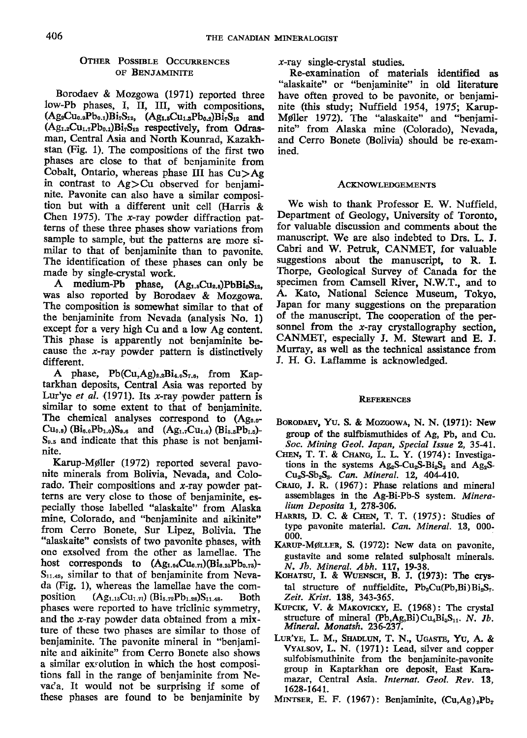## Other Possible Occurrences of Benjaminite

Borodaev & Mozgowa (1971) reported three low-Pb phases, I, II, III, with compositions, $(Ag_2Cu_{0.9}Pb_{0.1})Bi_7S_{12}$, $(Ag_{1.5}Cu_{1.3}Pb_{0.2})Bi_7S_{12}$ and $(Ag_{1.2}Cu_{1.7}Pb_{0.1})Bi_7S_{12}$ respectively, from Odrasman, Central Asia and North Kounrad, Kazakhstan (Fig. 1). The compositions of the first two phases are close to that of benjaminite from Cobalt, Ontario, whereas phase III has Cu>Ag in contrast to Ag>Cu observed for benjaminite. Pavonite can also have a similar composition but with a different unit cell (Harris & Chen 1975). The *x*-ray powder diffraction patterns of these three phases show variations from sample to sample, but the patterns are more similar to that of benjaminite than to pavonite. The identification of these phases can only be made by single-crystal work.

A medium-Pb phase, $(Ag_{1.5}Cu_{2.5})PbBi_9S_{12}$, was also reported by Borodaev & Mozgowa. The composition is somewhat similar to that of the benjaminite from Nevada (analysis No. 1) except for a very high Cu and a low Ag content. This phase is apparently not benjaminite because the *x*-ray powder pattern is distinctively different.

A phase, $Pb(Cu,Ag)_{2.2}Bi_{4.6}S_{7.8}$, from Kaptarkhan deposits, Central Asia was reported by Lur'ye *et al.* (1971). Its *x*-ray powder pattern is similar to some extent to that of benjaminite. The chemical analyses correspond to $(Ag_{2.0}Cu_{0.8})(Bi_{6.0}Pb_{1.0})S_{9.6}$ and $(Ag_{1.7}Cu_{1.0})(Bi_{5.5}Pb_{1.5})S_{9.5}$ and indicate that this phase is not benjaminite.

Karup-Møller (1972) reported several pavonite minerals from Bolivia, Nevada, and Colorado. Their compositions and *x*-ray powder patterns are very close to those of benjaminite, especially those labelled "alaskaite" from Alaska mine, Colorado, and "benjaminite and aikinite" from Cerro Bonete, Sur Lipez, Bolivia. The "alaskaite" consists of two pavonite phases, with one exsolved from the other as lamellae. The host corresponds to $(Ag_{1.64}Cu_{0.71})(Bi_{6.23}Pb_{0.75})S_{11.42}$, similar to that of benjaminite from Nevada (Fig. 1), whereas the lamellae have the composition $(Ag_{1.15}Cu_{1.71})(Bi_{5.72}Pb_{1.28})S_{11.48}$. Both phases were reported to have triclinic symmetry, and the *x*-ray powder data obtained from a mixture of these two phases are similar to those of benjaminite. The pavonite mineral in "benjaminite and aikinite" from Cerro Bonete also shows a similar exsolution in which the host compositions fall in the range of benjaminite from Nevada. It would not be surprising if some of these phases are found to be benjaminite by *x*-ray single-crystal studies.

Re-examination of materials identified as "alaskaite" or "benjaminite" in old literature have often proved to be pavonite, or benjaminite (this study; Nuffield 1954, 1975; Karup-Møller 1972). The "alaskaite" and "benjaminite" from Alaska mine (Colorado), Nevada, and Cerro Bonete (Bolivia) should be re-examined.

## Acknowledgements

We wish to thank Professor E. W. Nuffield, Department of Geology, University of Toronto, for valuable discussion and comments about the manuscript. We are also indebted to Drs. L. J. Cabri and W. Petruk, CANMET, for valuable suggestions about the manuscript, to R. I. Thorpe, Geological Survey of Canada for the specimen from Camsell River, N.W.T., and to A. Kato, National Science Museum, Tokyo, Japan for many suggestions on the preparation of the manuscript. The cooperation of the personnel from the *x*-ray crystallography section, CANMET, especially J. M. Stewart and E. J. Murray, as well as the technical assistance from J. H. G. Laflamme is acknowledged.

## References

Borodaev, Yu. S. & Mozgowa, N. N. (1971): New group of the sulfbismuthides of Ag, Pb, and Cu. *Soc. Mining Geol. Japan, Special Issue* **2**, 35-41.

Chen, T. T. & Chang, L. L. Y. (1974): Investigations in the systems $Ag_2S$-$Cu_2S$-$Bi_2S_3$ and $Ag_2S$-$Cu_2S$-$Sb_2S_3$. *Can. Mineral.* **12**, 404-410.

Craig, J. R. (1967): Phase relations and mineral assemblages in the Ag-Bi-Pb-S system. *Mineralium Deposita* **1**, 278-306.

Harris, D. C. & Chen, T. T. (1975): Studies of type pavonite material. *Can. Mineral.* **13**, 000-000.

Karup-Møller, S. (1972): New data on pavonite, gustavite and some related sulphosalt minerals. *N. Jb. Mineral. Abh.* **117**, 19-38.

Kohatsu, I. & Wuensch, B. J. (1973): The crystal structure of nuffieldite, $Pb_2Cu(Pb,Bi)Bi_2S_7$. *Zeit. Krist.* **138**, 343-365.

Kupcik, V. & Makovicky, E. (1968): The crystal structure of mineral $(Pb,Ag,Bi)Cu_4Bi_5S_{11}$. *N. Jb. Mineral. Monatsh.* 236-237.

Lur'ye, L. M., Shadlun, T. N., Ugaste, Yu, A. & Vyalsov, L. N. (1971): Lead, silver and copper sulfobismuthinite from the benjaminite-pavonite group in Kaptarkhan ore deposit, East Karamazar, Central Asia. *Internat. Geol. Rev.* **13**, 1628-1641.

Mintser, E. F. (1967): Benjaminite, $(Cu,Ag)_2Pb_2$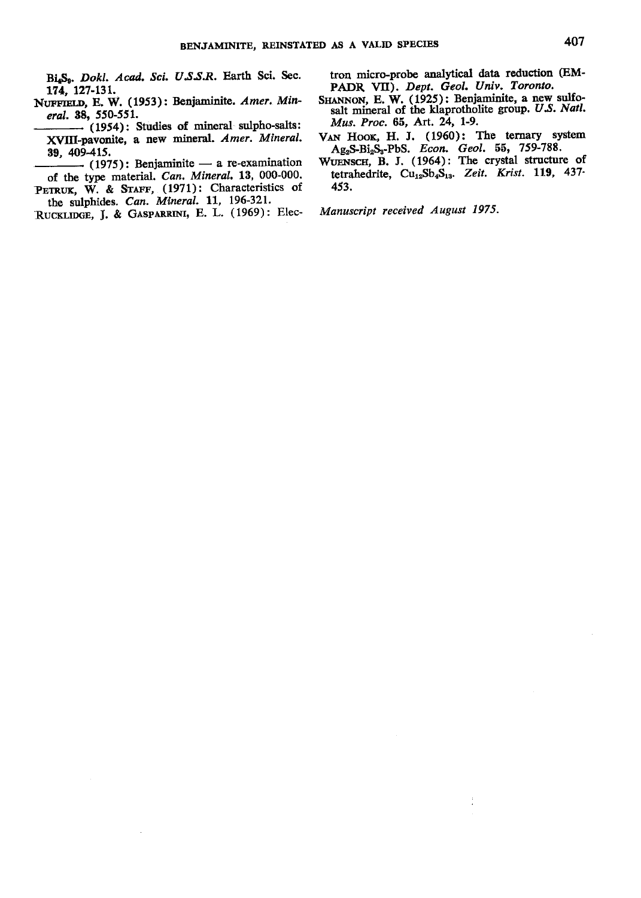$Bi_4S_9$. *Dokl. Acad. Sci. U.S.S.R.* Earth Sci. Sec. **174**, 127-131.

NUFFIELD, E. W. (1953): Benjaminite. *Amer. Mineral.* **38**, 550-551.

——— (1954): Studies of mineral sulpho-salts: XVIII-pavonite, a new mineral. *Amer. Mineral.* **39**, 409-415.

——— (1975): Benjaminite — a re-examination of the type material. *Can. Mineral.* **13**, 000-000.

PETRUK, W. & STAFF, (1971): Characteristics of the sulphides. *Can. Mineral.* **11**, 196-321.

RUCKLIDGE, J. & GASPARRINI, E. L. (1969): Electron micro-probe analytical data reduction (EMPADR VII). *Dept. Geol. Univ. Toronto.*

SHANNON, E. W. (1925): Benjaminite, a new sulfosalt mineral of the klaprotholite group. *U.S. Natl. Mus. Proc.* **65**, Art. 24, 1-9.

VAN HOOK, H. J. (1960): The ternary system $Ag_2S$-$Bi_2S_3$-PbS. *Econ. Geol.* **55**, 759-788.

WUENSCH, B. J. (1964): The crystal structure of tetrahedrite, $Cu_{12}Sb_4S_{13}$. *Zeit. Krist.* **119**, 437-453.

*Manuscript received August 1975.*